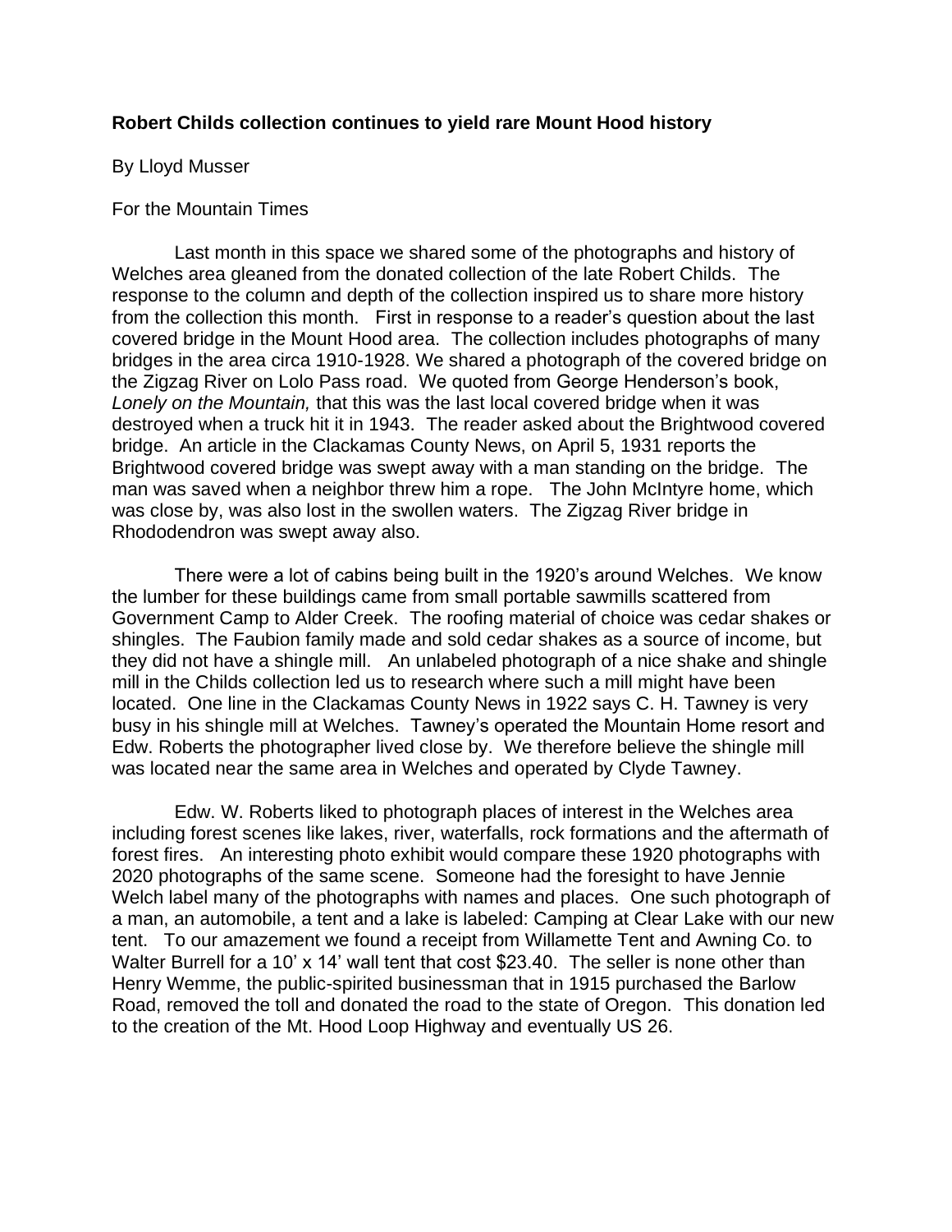**Robert Childs collection continues to yield rare Mount Hood history**

By Lloyd Musser

For the Mountain Times

Last month in this space we shared some of the photographs and history of Welches area gleaned from the donated collection of the late Robert Childs. The response to the column and depth of the collection inspired us to share more history from the collection this month. First in response to a reader's question about the last covered bridge in the Mount Hood area. The collection includes photographs of many bridges in the area circa 1910-1928. We shared a photograph of the covered bridge on the Zigzag River on Lolo Pass road. We quoted from George Henderson's book, *Lonely on the Mountain,* that this was the last local covered bridge when it was destroyed when a truck hit it in 1943. The reader asked about the Brightwood covered bridge. An article in the Clackamas County News, on April 5, 1931 reports the Brightwood covered bridge was swept away with a man standing on the bridge. The man was saved when a neighbor threw him a rope. The John McIntyre home, which was close by, was also lost in the swollen waters. The Zigzag River bridge in Rhododendron was swept away also.

There were a lot of cabins being built in the 1920's around Welches. We know the lumber for these buildings came from small portable sawmills scattered from Government Camp to Alder Creek. The roofing material of choice was cedar shakes or shingles. The Faubion family made and sold cedar shakes as a source of income, but they did not have a shingle mill. An unlabeled photograph of a nice shake and shingle mill in the Childs collection led us to research where such a mill might have been located. One line in the Clackamas County News in 1922 says C. H. Tawney is very busy in his shingle mill at Welches. Tawney's operated the Mountain Home resort and Edw. Roberts the photographer lived close by. We therefore believe the shingle mill was located near the same area in Welches and operated by Clyde Tawney.

Edw. W. Roberts liked to photograph places of interest in the Welches area including forest scenes like lakes, river, waterfalls, rock formations and the aftermath of forest fires. An interesting photo exhibit would compare these 1920 photographs with 2020 photographs of the same scene. Someone had the foresight to have Jennie Welch label many of the photographs with names and places. One such photograph of a man, an automobile, a tent and a lake is labeled: Camping at Clear Lake with our new tent. To our amazement we found a receipt from Willamette Tent and Awning Co. to Walter Burrell for a 10' x 14' wall tent that cost $23.40. The seller is none other than Henry Wemme, the public-spirited businessman that in 1915 purchased the Barlow Road, removed the toll and donated the road to the state of Oregon. This donation led to the creation of the Mt. Hood Loop Highway and eventually US 26.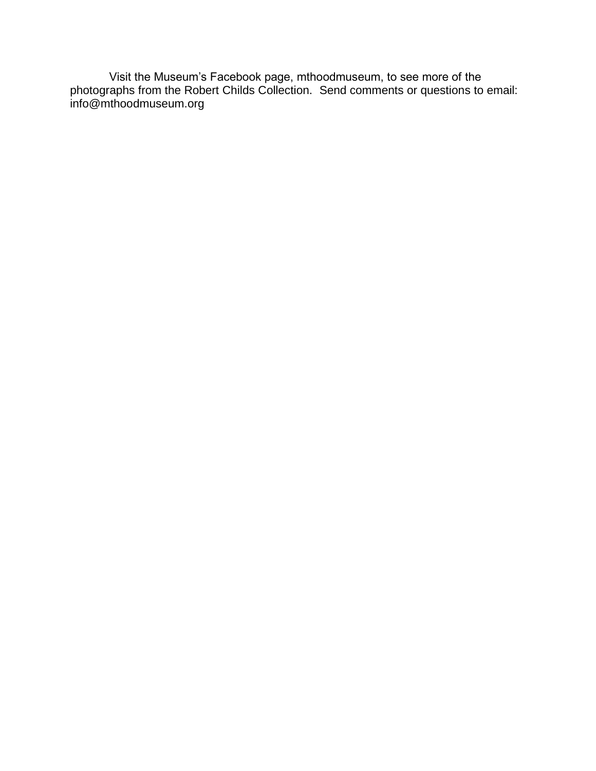Visit the Museum's Facebook page, mthoodmuseum, to see more of the photographs from the Robert Childs Collection. Send comments or questions to email: info@mthoodmuseum.org